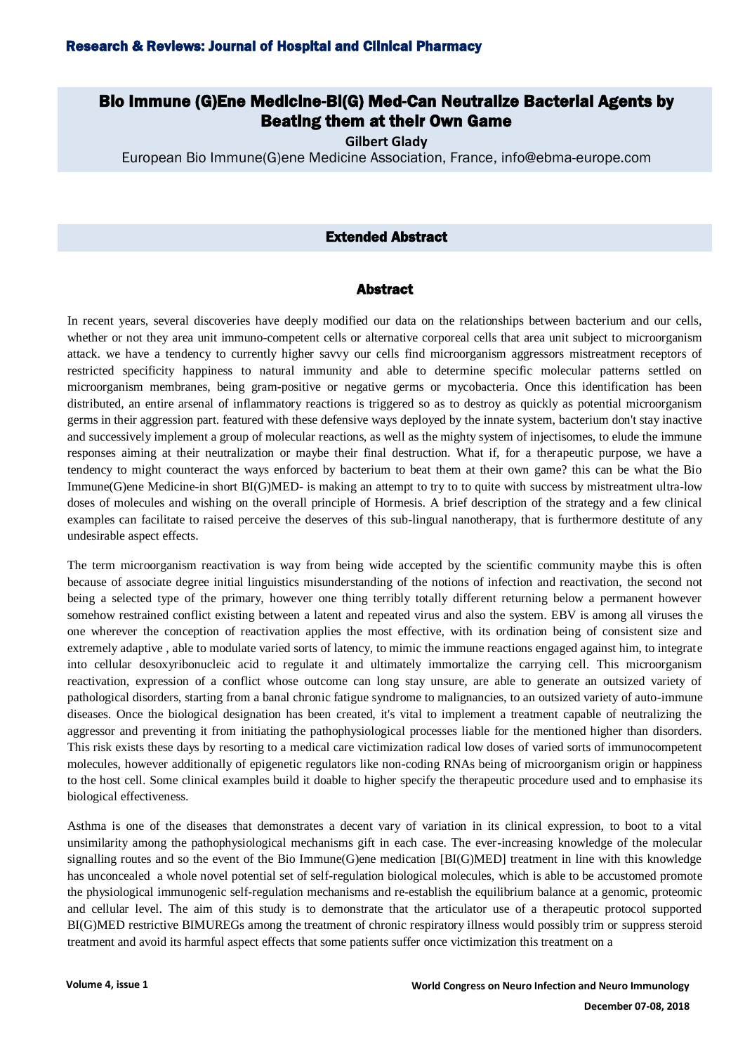# Bio Immune (G)Ene Medicine-BI(G) Med-Can Neutralize Bacterial Agents by Beating them at their Own Game

**Gilbert Glady**

European Bio Immune(G)ene Medicine Association, France, info@ebma-europe.com

## Extended Abstract

## Abstract

In recent years, several discoveries have deeply modified our data on the relationships between bacterium and our cells, whether or not they area unit immuno-competent cells or alternative corporeal cells that area unit subject to microorganism attack. we have a tendency to currently higher savvy our cells find microorganism aggressors mistreatment receptors of restricted specificity happiness to natural immunity and able to determine specific molecular patterns settled on microorganism membranes, being gram-positive or negative germs or mycobacteria. Once this identification has been distributed, an entire arsenal of inflammatory reactions is triggered so as to destroy as quickly as potential microorganism germs in their aggression part. featured with these defensive ways deployed by the innate system, bacterium don't stay inactive and successively implement a group of molecular reactions, as well as the mighty system of injectisomes, to elude the immune responses aiming at their neutralization or maybe their final destruction. What if, for a therapeutic purpose, we have a tendency to might counteract the ways enforced by bacterium to beat them at their own game? this can be what the Bio Immune(G)ene Medicine-in short BI(G)MED- is making an attempt to try to to quite with success by mistreatment ultra-low doses of molecules and wishing on the overall principle of Hormesis. A brief description of the strategy and a few clinical examples can facilitate to raised perceive the deserves of this sub-lingual nanotherapy, that is furthermore destitute of any undesirable aspect effects.

The term microorganism reactivation is way from being wide accepted by the scientific community maybe this is often because of associate degree initial linguistics misunderstanding of the notions of infection and reactivation, the second not being a selected type of the primary, however one thing terribly totally different returning below a permanent however somehow restrained conflict existing between a latent and repeated virus and also the system. EBV is among all viruses the one wherever the conception of reactivation applies the most effective, with its ordination being of consistent size and extremely adaptive , able to modulate varied sorts of latency, to mimic the immune reactions engaged against him, to integrate into cellular desoxyribonucleic acid to regulate it and ultimately immortalize the carrying cell. This microorganism reactivation, expression of a conflict whose outcome can long stay unsure, are able to generate an outsized variety of pathological disorders, starting from a banal chronic fatigue syndrome to malignancies, to an outsized variety of auto-immune diseases. Once the biological designation has been created, it's vital to implement a treatment capable of neutralizing the aggressor and preventing it from initiating the pathophysiological processes liable for the mentioned higher than disorders. This risk exists these days by resorting to a medical care victimization radical low doses of varied sorts of immunocompetent molecules, however additionally of epigenetic regulators like non-coding RNAs being of microorganism origin or happiness to the host cell. Some clinical examples build it doable to higher specify the therapeutic procedure used and to emphasise its biological effectiveness.

Asthma is one of the diseases that demonstrates a decent vary of variation in its clinical expression, to boot to a vital unsimilarity among the pathophysiological mechanisms gift in each case. The ever-increasing knowledge of the molecular signalling routes and so the event of the Bio Immune(G)ene medication [BI(G)MED] treatment in line with this knowledge has unconcealed a whole novel potential set of self-regulation biological molecules, which is able to be accustomed promote the physiological immunogenic self-regulation mechanisms and re-establish the equilibrium balance at a genomic, proteomic and cellular level. The aim of this study is to demonstrate that the articulator use of a therapeutic protocol supported BI(G)MED restrictive BIMUREGs among the treatment of chronic respiratory illness would possibly trim or suppress steroid treatment and avoid its harmful aspect effects that some patients suffer once victimization this treatment on a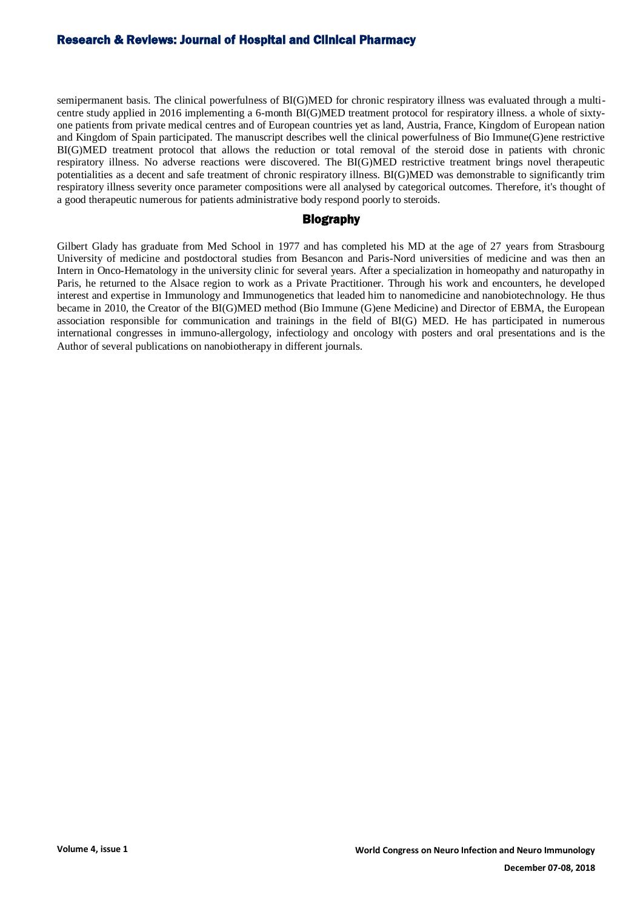semipermanent basis. The clinical powerfulness of BI(G)MED for chronic respiratory illness was evaluated through a multi-centre study applied in 2016 implementing a 6-month BI(G)MED treatment protocol for respiratory illness. a whole of sixty-one patients from private medical centres and of European countries yet as land, Austria, France, Kingdom of European nation and Kingdom of Spain participated. The manuscript describes well the clinical powerfulness of Bio Immune(G)ene restrictive BI(G)MED treatment protocol that allows the reduction or total removal of the steroid dose in patients with chronic respiratory illness. No adverse reactions were discovered. The BI(G)MED restrictive treatment brings novel therapeutic potentialities as a decent and safe treatment of chronic respiratory illness. BI(G)MED was demonstrable to significantly trim respiratory illness severity once parameter compositions were all analysed by categorical outcomes. Therefore, it's thought of a good therapeutic numerous for patients administrative body respond poorly to steroids.

## Biography

Gilbert Glady has graduate from Med School in 1977 and has completed his MD at the age of 27 years from Strasbourg University of medicine and postdoctoral studies from Besancon and Paris-Nord universities of medicine and was then an Intern in Onco-Hematology in the university clinic for several years. After a specialization in homeopathy and naturopathy in Paris, he returned to the Alsace region to work as a Private Practitioner. Through his work and encounters, he developed interest and expertise in Immunology and Immunogenetics that leaded him to nanomedicine and nanobiotechnology. He thus became in 2010, the Creator of the BI(G)MED method (Bio Immune (G)ene Medicine) and Director of EBMA, the European association responsible for communication and trainings in the field of BI(G) MED. He has participated in numerous international congresses in immuno-allergology, infectiology and oncology with posters and oral presentations and is the Author of several publications on nanobiotherapy in different journals.